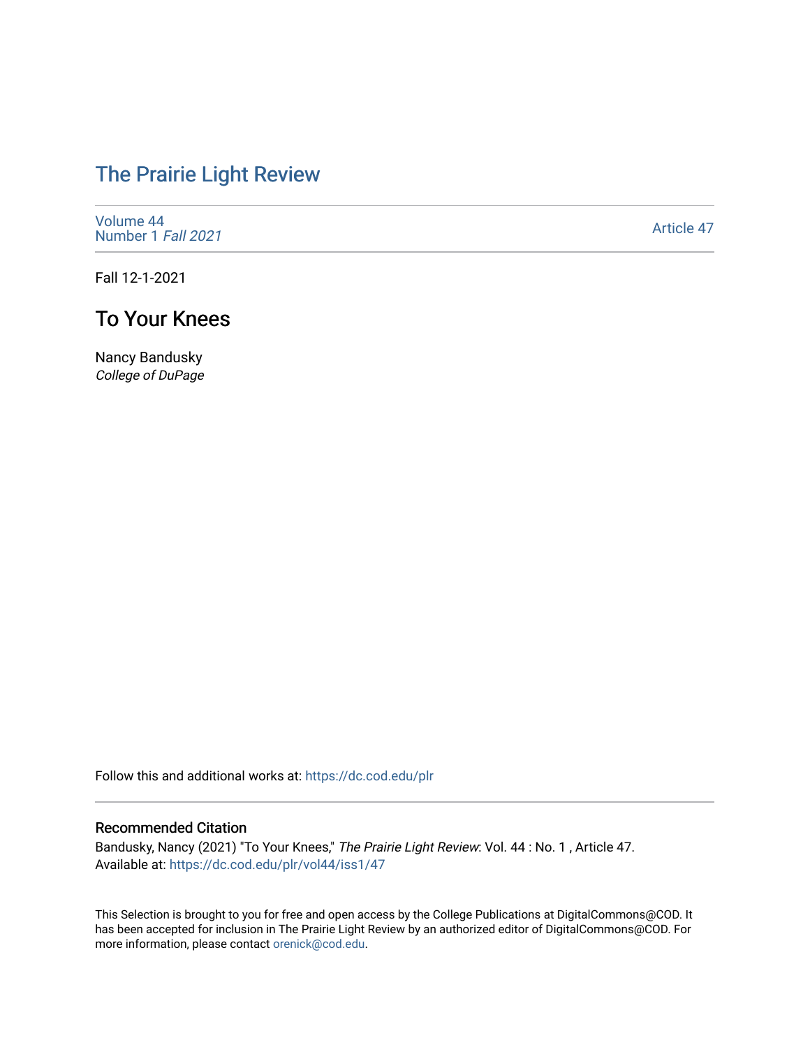# The Prairie Light Review

Volume 44
Number 1 *Fall 2021*

Article 47

Fall 12-1-2021

## To Your Knees

Nancy Bandusky
*College of DuPage*

Follow this and additional works at: https://dc.cod.edu/plr

### Recommended Citation

Bandusky, Nancy (2021) "To Your Knees," *The Prairie Light Review*: Vol. 44 : No. 1 , Article 47.
Available at: https://dc.cod.edu/plr/vol44/iss1/47

This Selection is brought to you for free and open access by the College Publications at DigitalCommons@COD. It has been accepted for inclusion in The Prairie Light Review by an authorized editor of DigitalCommons@COD. For more information, please contact orenick@cod.edu.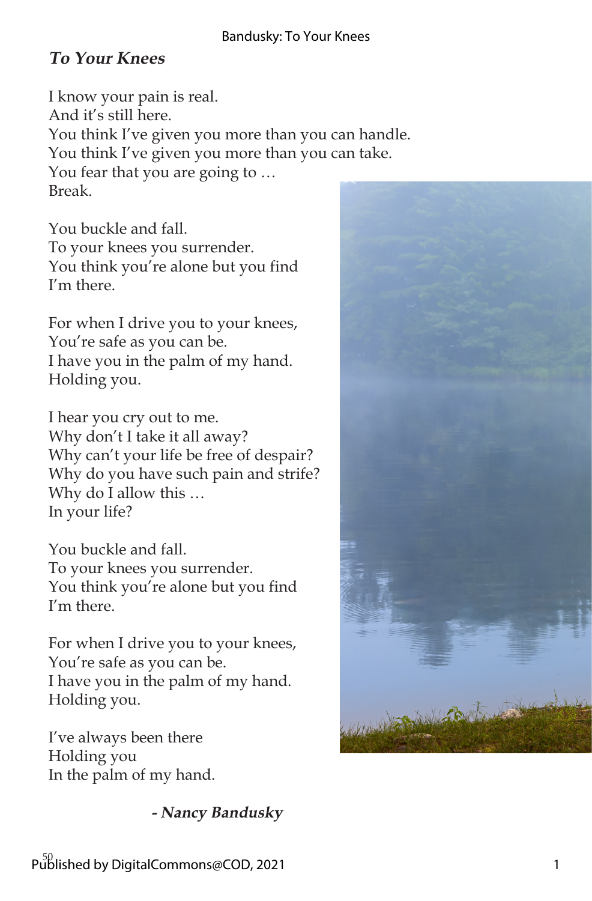## *To Your Knees*

I know your pain is real.
And it's still here.
You think I've given you more than you can handle.
You think I've given you more than you can take.
You fear that you are going to …
Break.

You buckle and fall.
To your knees you surrender.
You think you're alone but you find
I'm there.

For when I drive you to your knees,
You're safe as you can be.
I have you in the palm of my hand.
Holding you.

I hear you cry out to me.
Why don't I take it all away?
Why can't your life be free of despair?
Why do you have such pain and strife?
Why do I allow this …
In your life?

You buckle and fall.
To your knees you surrender.
You think you're alone but you find
I'm there.

For when I drive you to your knees,
You're safe as you can be.
I have you in the palm of my hand.
Holding you.

I've always been there
Holding you
In the palm of my hand.

***- Nancy Bandusky***